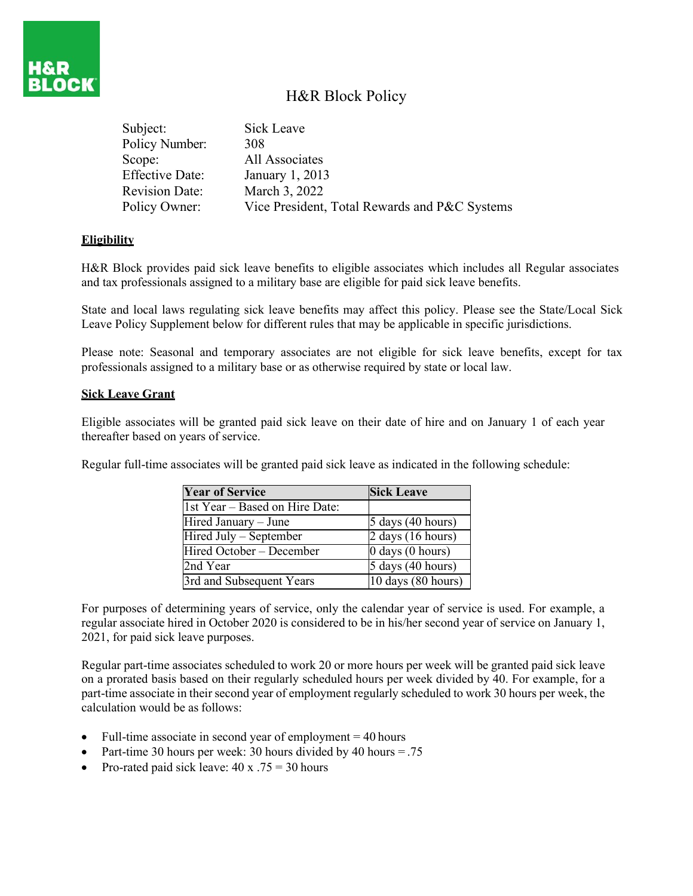H&R BLOCK

# H&R Block Policy

| | |
|---|---|
| Subject: | Sick Leave |
| Policy Number: | 308 |
| Scope: | All Associates |
| Effective Date: | January 1, 2013 |
| Revision Date: | March 3, 2022 |
| Policy Owner: | Vice President, Total Rewards and P&C Systems |

## Eligibility

H&R Block provides paid sick leave benefits to eligible associates which includes all Regular associates and tax professionals assigned to a military base are eligible for paid sick leave benefits.

State and local laws regulating sick leave benefits may affect this policy. Please see the State/Local Sick Leave Policy Supplement below for different rules that may be applicable in specific jurisdictions.

Please note: Seasonal and temporary associates are not eligible for sick leave benefits, except for tax professionals assigned to a military base or as otherwise required by state or local law.

## Sick Leave Grant

Eligible associates will be granted paid sick leave on their date of hire and on January 1 of each year thereafter based on years of service.

Regular full-time associates will be granted paid sick leave as indicated in the following schedule:

| Year of Service | Sick Leave |
|---|---|
| 1st Year – Based on Hire Date: | |
| Hired January – June | 5 days (40 hours) |
| Hired July – September | 2 days (16 hours) |
| Hired October – December | 0 days (0 hours) |
| 2nd Year | 5 days (40 hours) |
| 3rd and Subsequent Years | 10 days (80 hours) |

For purposes of determining years of service, only the calendar year of service is used. For example, a regular associate hired in October 2020 is considered to be in his/her second year of service on January 1, 2021, for paid sick leave purposes.

Regular part-time associates scheduled to work 20 or more hours per week will be granted paid sick leave on a prorated basis based on their regularly scheduled hours per week divided by 40. For example, for a part-time associate in their second year of employment regularly scheduled to work 30 hours per week, the calculation would be as follows:

- Full-time associate in second year of employment = 40 hours
- Part-time 30 hours per week: 30 hours divided by 40 hours = .75
- Pro-rated paid sick leave: 40 x .75 = 30 hours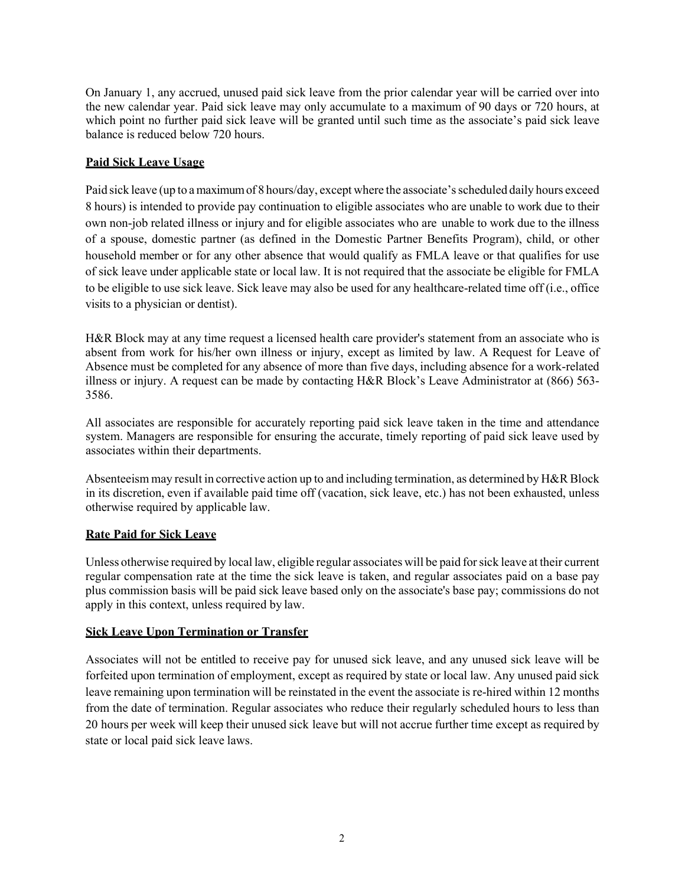On January 1, any accrued, unused paid sick leave from the prior calendar year will be carried over into the new calendar year. Paid sick leave may only accumulate to a maximum of 90 days or 720 hours, at which point no further paid sick leave will be granted until such time as the associate's paid sick leave balance is reduced below 720 hours.

## Paid Sick Leave Usage

Paid sick leave (up to a maximum of 8 hours/day, except where the associate's scheduled daily hours exceed 8 hours) is intended to provide pay continuation to eligible associates who are unable to work due to their own non-job related illness or injury and for eligible associates who are unable to work due to the illness of a spouse, domestic partner (as defined in the Domestic Partner Benefits Program), child, or other household member or for any other absence that would qualify as FMLA leave or that qualifies for use of sick leave under applicable state or local law. It is not required that the associate be eligible for FMLA to be eligible to use sick leave. Sick leave may also be used for any healthcare-related time off (i.e., office visits to a physician or dentist).

H&R Block may at any time request a licensed health care provider's statement from an associate who is absent from work for his/her own illness or injury, except as limited by law. A Request for Leave of Absence must be completed for any absence of more than five days, including absence for a work-related illness or injury. A request can be made by contacting H&R Block's Leave Administrator at (866) 563-3586.

All associates are responsible for accurately reporting paid sick leave taken in the time and attendance system. Managers are responsible for ensuring the accurate, timely reporting of paid sick leave used by associates within their departments.

Absenteeism may result in corrective action up to and including termination, as determined by H&R Block in its discretion, even if available paid time off (vacation, sick leave, etc.) has not been exhausted, unless otherwise required by applicable law.

## Rate Paid for Sick Leave

Unless otherwise required by local law, eligible regular associates will be paid for sick leave at their current regular compensation rate at the time the sick leave is taken, and regular associates paid on a base pay plus commission basis will be paid sick leave based only on the associate's base pay; commissions do not apply in this context, unless required by law.

## Sick Leave Upon Termination or Transfer

Associates will not be entitled to receive pay for unused sick leave, and any unused sick leave will be forfeited upon termination of employment, except as required by state or local law. Any unused paid sick leave remaining upon termination will be reinstated in the event the associate is re-hired within 12 months from the date of termination. Regular associates who reduce their regularly scheduled hours to less than 20 hours per week will keep their unused sick leave but will not accrue further time except as required by state or local paid sick leave laws.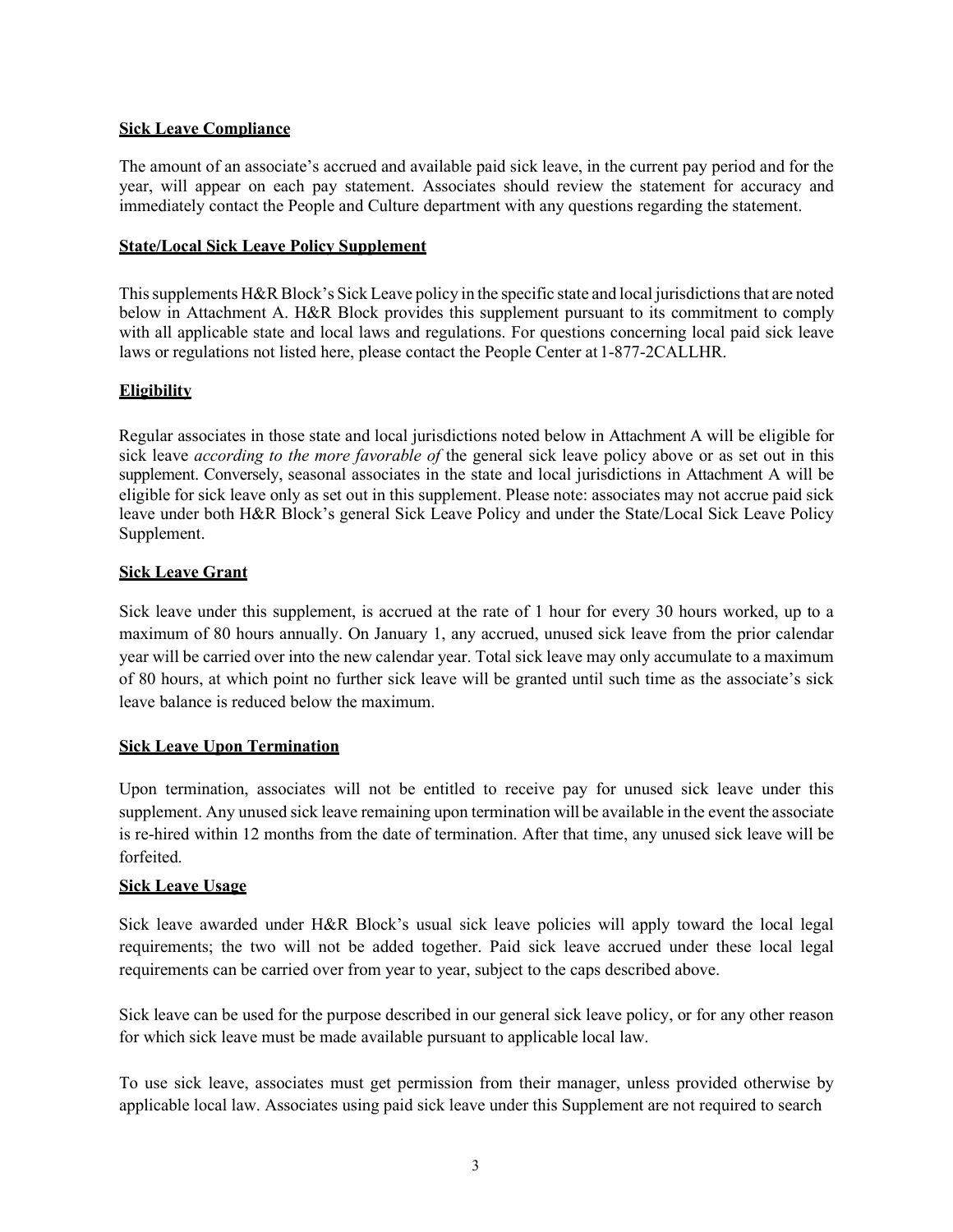**Sick Leave Compliance**

The amount of an associate's accrued and available paid sick leave, in the current pay period and for the year, will appear on each pay statement. Associates should review the statement for accuracy and immediately contact the People and Culture department with any questions regarding the statement.

**State/Local Sick Leave Policy Supplement**

This supplements H&R Block's Sick Leave policy in the specific state and local jurisdictions that are noted below in Attachment A. H&R Block provides this supplement pursuant to its commitment to comply with all applicable state and local laws and regulations. For questions concerning local paid sick leave laws or regulations not listed here, please contact the People Center at 1-877-2CALLHR.

**Eligibility**

Regular associates in those state and local jurisdictions noted below in Attachment A will be eligible for sick leave *according to the more favorable of* the general sick leave policy above or as set out in this supplement. Conversely, seasonal associates in the state and local jurisdictions in Attachment A will be eligible for sick leave only as set out in this supplement. Please note: associates may not accrue paid sick leave under both H&R Block's general Sick Leave Policy and under the State/Local Sick Leave Policy Supplement.

**Sick Leave Grant**

Sick leave under this supplement, is accrued at the rate of 1 hour for every 30 hours worked, up to a maximum of 80 hours annually. On January 1, any accrued, unused sick leave from the prior calendar year will be carried over into the new calendar year. Total sick leave may only accumulate to a maximum of 80 hours, at which point no further sick leave will be granted until such time as the associate's sick leave balance is reduced below the maximum.

**Sick Leave Upon Termination**

Upon termination, associates will not be entitled to receive pay for unused sick leave under this supplement. Any unused sick leave remaining upon termination will be available in the event the associate is re-hired within 12 months from the date of termination. After that time, any unused sick leave will be forfeited.

**Sick Leave Usage**

Sick leave awarded under H&R Block's usual sick leave policies will apply toward the local legal requirements; the two will not be added together. Paid sick leave accrued under these local legal requirements can be carried over from year to year, subject to the caps described above.

Sick leave can be used for the purpose described in our general sick leave policy, or for any other reason for which sick leave must be made available pursuant to applicable local law.

To use sick leave, associates must get permission from their manager, unless provided otherwise by applicable local law. Associates using paid sick leave under this Supplement are not required to search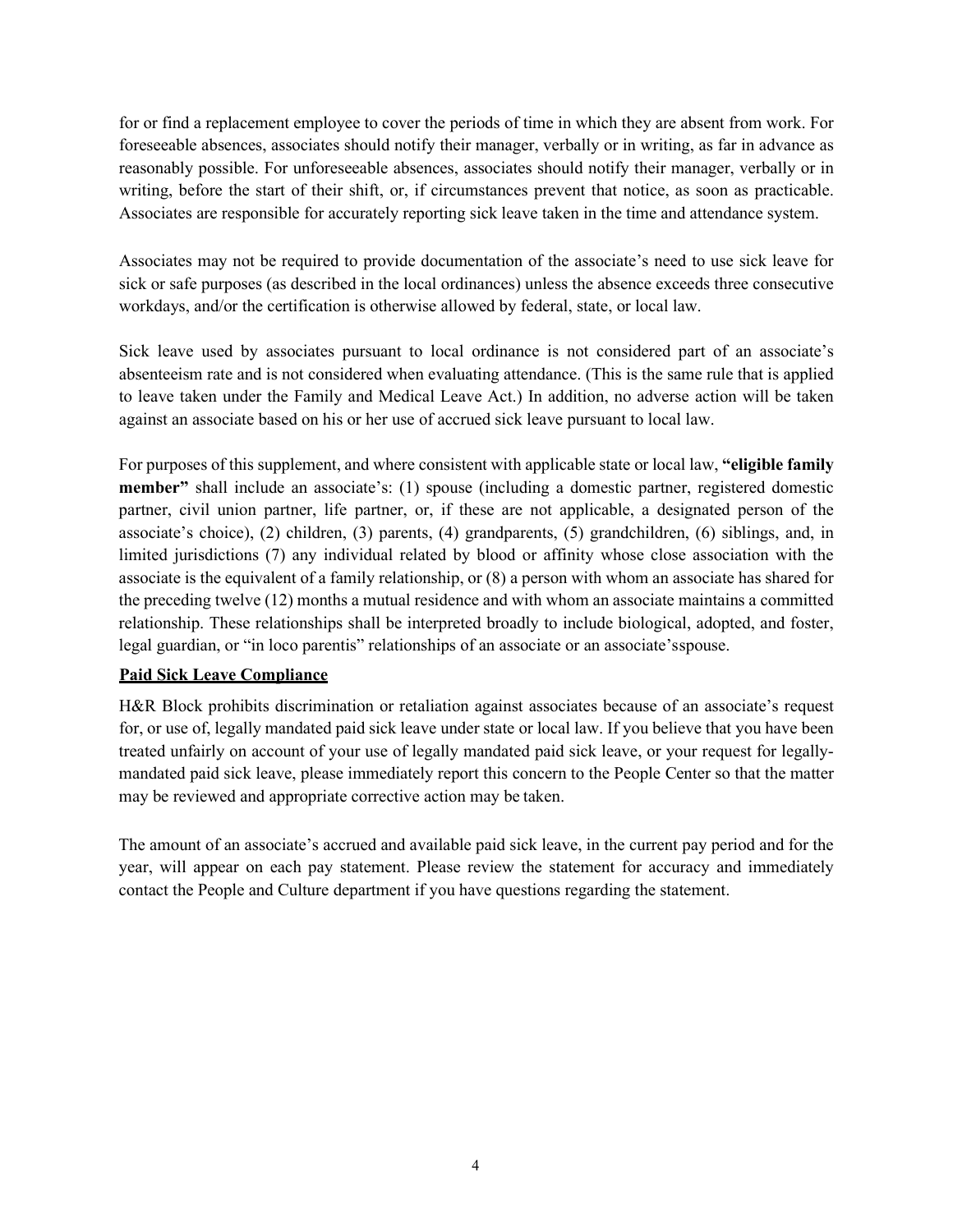for or find a replacement employee to cover the periods of time in which they are absent from work. For foreseeable absences, associates should notify their manager, verbally or in writing, as far in advance as reasonably possible. For unforeseeable absences, associates should notify their manager, verbally or in writing, before the start of their shift, or, if circumstances prevent that notice, as soon as practicable. Associates are responsible for accurately reporting sick leave taken in the time and attendance system.

Associates may not be required to provide documentation of the associate's need to use sick leave for sick or safe purposes (as described in the local ordinances) unless the absence exceeds three consecutive workdays, and/or the certification is otherwise allowed by federal, state, or local law.

Sick leave used by associates pursuant to local ordinance is not considered part of an associate's absenteeism rate and is not considered when evaluating attendance. (This is the same rule that is applied to leave taken under the Family and Medical Leave Act.) In addition, no adverse action will be taken against an associate based on his or her use of accrued sick leave pursuant to local law.

For purposes of this supplement, and where consistent with applicable state or local law, **"eligible family member"** shall include an associate's: (1) spouse (including a domestic partner, registered domestic partner, civil union partner, life partner, or, if these are not applicable, a designated person of the associate's choice), (2) children, (3) parents, (4) grandparents, (5) grandchildren, (6) siblings, and, in limited jurisdictions (7) any individual related by blood or affinity whose close association with the associate is the equivalent of a family relationship, or (8) a person with whom an associate has shared for the preceding twelve (12) months a mutual residence and with whom an associate maintains a committed relationship. These relationships shall be interpreted broadly to include biological, adopted, and foster, legal guardian, or "in loco parentis" relationships of an associate or an associate'sspouse.

**Paid Sick Leave Compliance**

H&R Block prohibits discrimination or retaliation against associates because of an associate's request for, or use of, legally mandated paid sick leave under state or local law. If you believe that you have been treated unfairly on account of your use of legally mandated paid sick leave, or your request for legally-mandated paid sick leave, please immediately report this concern to the People Center so that the matter may be reviewed and appropriate corrective action may be taken.

The amount of an associate's accrued and available paid sick leave, in the current pay period and for the year, will appear on each pay statement. Please review the statement for accuracy and immediately contact the People and Culture department if you have questions regarding the statement.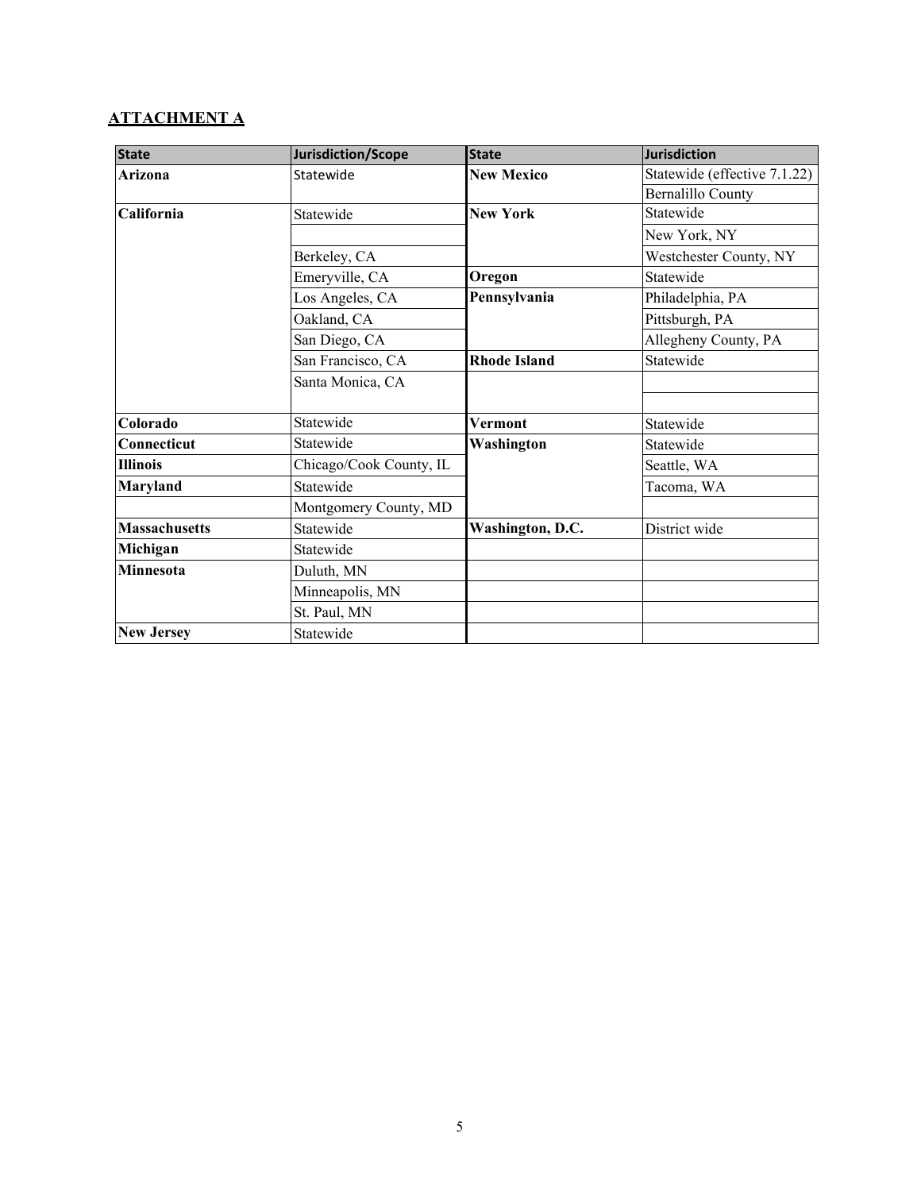## ATTACHMENT A

| State | Jurisdiction/Scope | State | Jurisdiction |
|---|---|---|---|
| **Arizona** | Statewide | **New Mexico** | Statewide (effective 7.1.22) |
| | | | Bernalillo County |
| **California** | Statewide | **New York** | Statewide |
| | | | New York, NY |
| | Berkeley, CA | | Westchester County, NY |
| | Emeryville, CA | **Oregon** | Statewide |
| | Los Angeles, CA | **Pennsylvania** | Philadelphia, PA |
| | Oakland, CA | | Pittsburgh, PA |
| | San Diego, CA | | Allegheny County, PA |
| | San Francisco, CA | **Rhode Island** | Statewide |
| | Santa Monica, CA | | |
| | | | |
| **Colorado** | Statewide | **Vermont** | Statewide |
| **Connecticut** | Statewide | **Washington** | Statewide |
| **Illinois** | Chicago/Cook County, IL | | Seattle, WA |
| **Maryland** | Statewide | | Tacoma, WA |
| | Montgomery County, MD | | |
| **Massachusetts** | Statewide | **Washington, D.C.** | District wide |
| **Michigan** | Statewide | | |
| **Minnesota** | Duluth, MN | | |
| | Minneapolis, MN | | |
| | St. Paul, MN | | |
| **New Jersey** | Statewide | | |